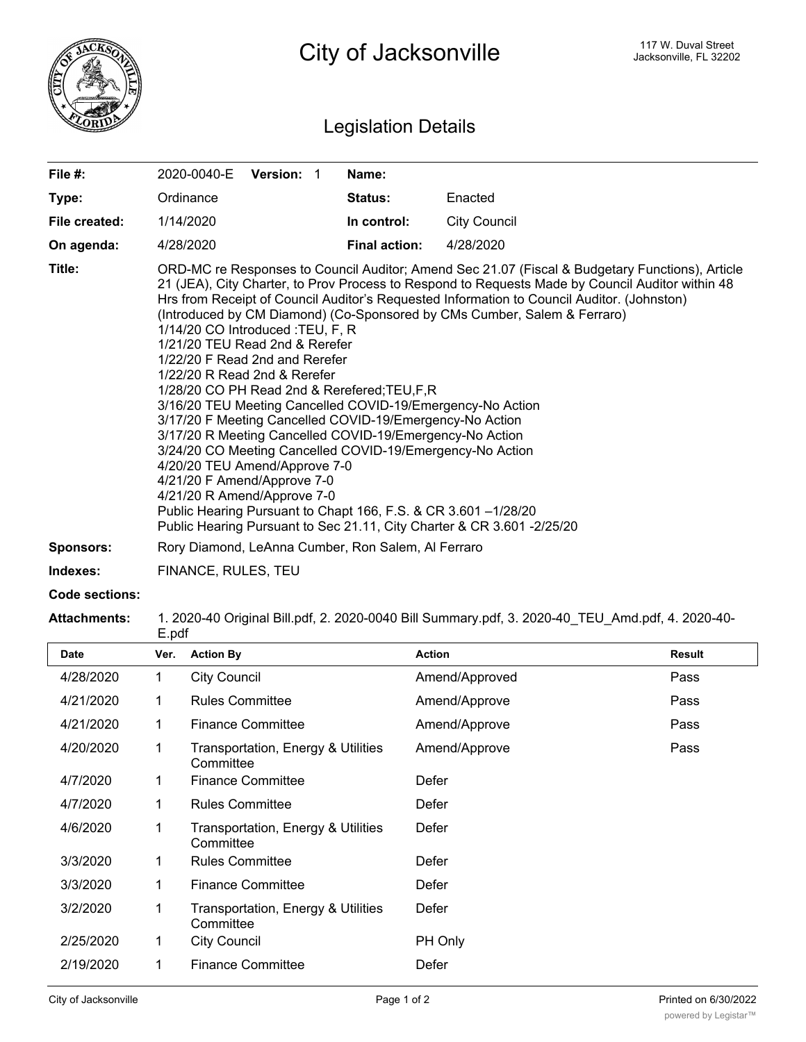# City of Jacksonville

117 W. Duval Street
Jacksonville, FL 32202

## Legislation Details

| | | | |
|---|---|---|---|
| **File #:** | 2020-0040-E **Version:** 1 | **Name:** | |
| **Type:** | Ordinance | **Status:** | Enacted |
| **File created:** | 1/14/2020 | **In control:** | City Council |
| **On agenda:** | 4/28/2020 | **Final action:** | 4/28/2020 |

**Title:** ORD-MC re Responses to Council Auditor; Amend Sec 21.07 (Fiscal & Budgetary Functions), Article 21 (JEA), City Charter, to Prov Process to Respond to Requests Made by Council Auditor within 48 Hrs from Receipt of Council Auditor's Requested Information to Council Auditor. (Johnston) (Introduced by CM Diamond) (Co-Sponsored by CMs Cumber, Salem & Ferraro)
1/14/20 CO Introduced :TEU, F, R
1/21/20 TEU Read 2nd & Rerefer
1/22/20 F Read 2nd and Rerefer
1/22/20 R Read 2nd & Rerefer
1/28/20 CO PH Read 2nd & Rerefered;TEU,F,R
3/16/20 TEU Meeting Cancelled COVID-19/Emergency-No Action
3/17/20 F Meeting Cancelled COVID-19/Emergency-No Action
3/17/20 R Meeting Cancelled COVID-19/Emergency-No Action
3/24/20 CO Meeting Cancelled COVID-19/Emergency-No Action
4/20/20 TEU Amend/Approve 7-0
4/21/20 F Amend/Approve 7-0
4/21/20 R Amend/Approve 7-0
Public Hearing Pursuant to Chapt 166, F.S. & CR 3.601 –1/28/20
Public Hearing Pursuant to Sec 21.11, City Charter & CR 3.601 -2/25/20

**Sponsors:** Rory Diamond, LeAnna Cumber, Ron Salem, Al Ferraro

**Indexes:** FINANCE, RULES, TEU

**Code sections:**

**Attachments:** 1. 2020-40 Original Bill.pdf, 2. 2020-0040 Bill Summary.pdf, 3. 2020-40_TEU_Amd.pdf, 4. 2020-40-E.pdf

| Date | Ver. | Action By | Action | Result |
|---|---|---|---|---|
| 4/28/2020 | 1 | City Council | Amend/Approved | Pass |
| 4/21/2020 | 1 | Rules Committee | Amend/Approve | Pass |
| 4/21/2020 | 1 | Finance Committee | Amend/Approve | Pass |
| 4/20/2020 | 1 | Transportation, Energy & Utilities Committee | Amend/Approve | Pass |
| 4/7/2020 | 1 | Finance Committee | Defer | |
| 4/7/2020 | 1 | Rules Committee | Defer | |
| 4/6/2020 | 1 | Transportation, Energy & Utilities Committee | Defer | |
| 3/3/2020 | 1 | Rules Committee | Defer | |
| 3/3/2020 | 1 | Finance Committee | Defer | |
| 3/2/2020 | 1 | Transportation, Energy & Utilities Committee | Defer | |
| 2/25/2020 | 1 | City Council | PH Only | |
| 2/19/2020 | 1 | Finance Committee | Defer | |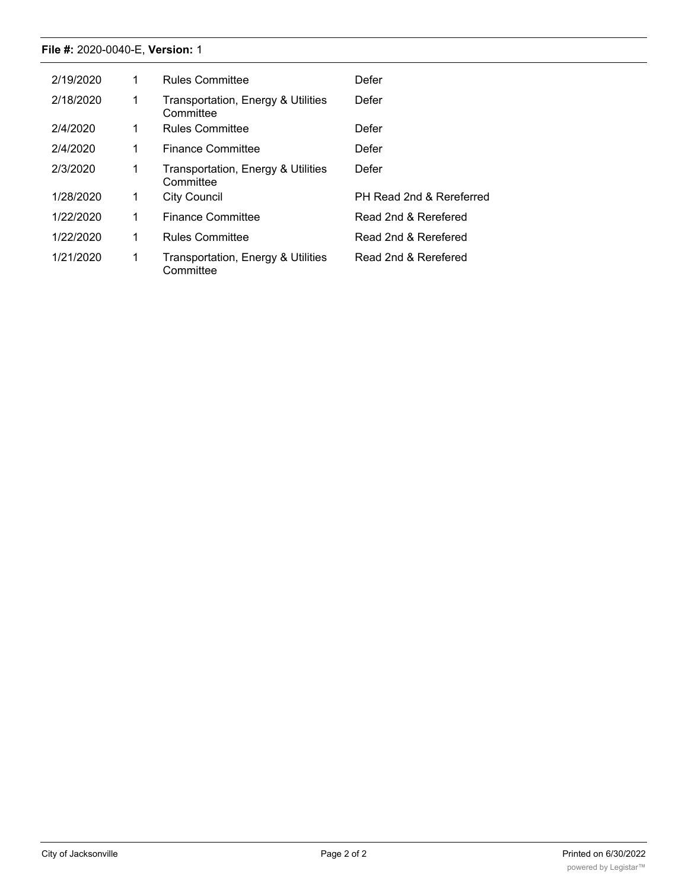| | | | |
|---|---|---|---|
| 2/19/2020 | 1 | Rules Committee | Defer |
| 2/18/2020 | 1 | Transportation, Energy & Utilities Committee | Defer |
| 2/4/2020 | 1 | Rules Committee | Defer |
| 2/4/2020 | 1 | Finance Committee | Defer |
| 2/3/2020 | 1 | Transportation, Energy & Utilities Committee | Defer |
| 1/28/2020 | 1 | City Council | PH Read 2nd & Rereferred |
| 1/22/2020 | 1 | Finance Committee | Read 2nd & Rerefered |
| 1/22/2020 | 1 | Rules Committee | Read 2nd & Rerefered |
| 1/21/2020 | 1 | Transportation, Energy & Utilities Committee | Read 2nd & Rerefered |